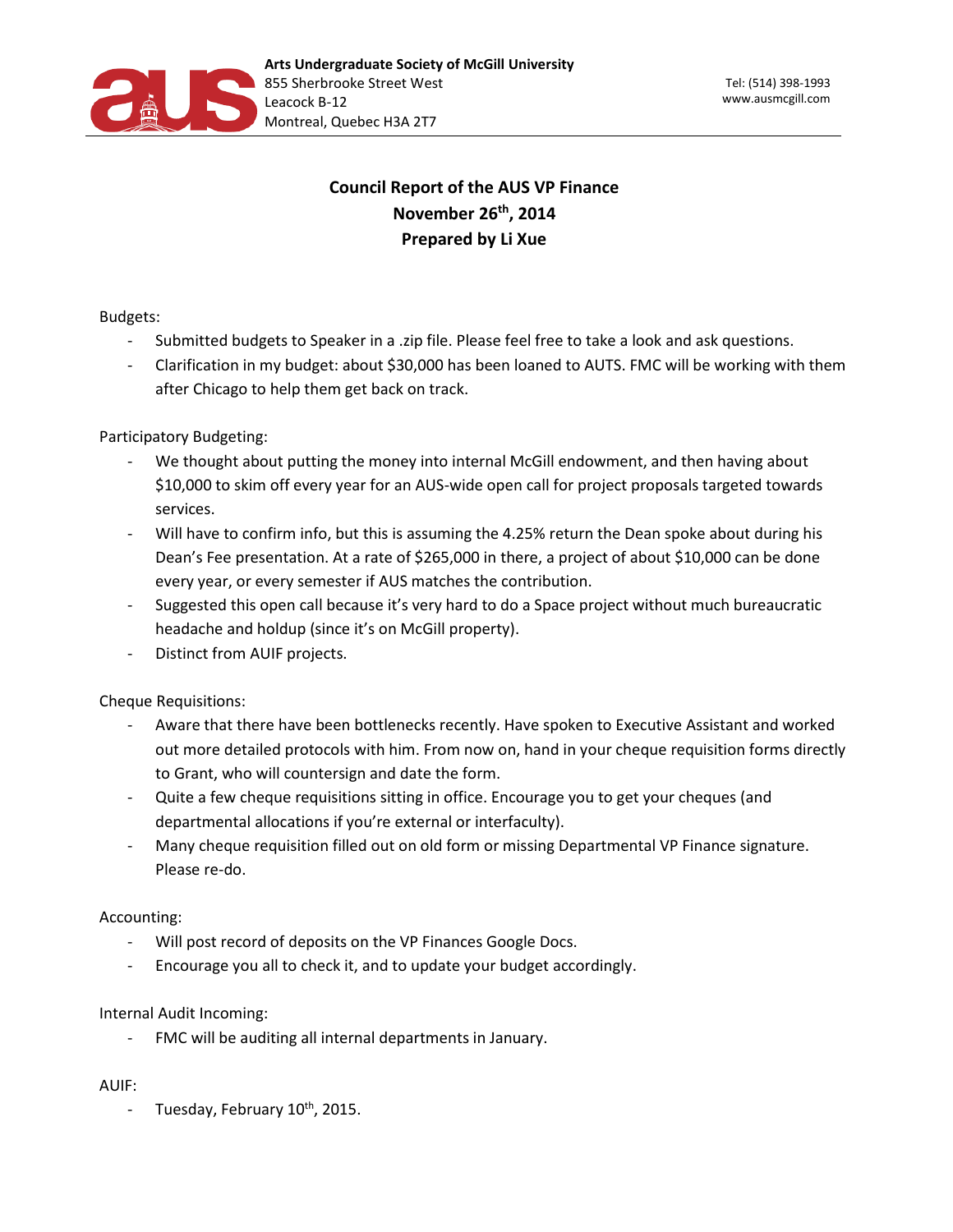**Arts Undergraduate Society of McGill University**
855 Sherbrooke Street West
Leacock B-12
Montreal, Quebec H3A 2T7

Tel: (514) 398-1993
www.ausmcgill.com

# Council Report of the AUS VP Finance
## November 26th, 2014
## Prepared by Li Xue

Budgets:

- Submitted budgets to Speaker in a .zip file. Please feel free to take a look and ask questions.
- Clarification in my budget: about $30,000 has been loaned to AUTS. FMC will be working with them after Chicago to help them get back on track.

Participatory Budgeting:

- We thought about putting the money into internal McGill endowment, and then having about $10,000 to skim off every year for an AUS-wide open call for project proposals targeted towards services.
- Will have to confirm info, but this is assuming the 4.25% return the Dean spoke about during his Dean's Fee presentation. At a rate of $265,000 in there, a project of about $10,000 can be done every year, or every semester if AUS matches the contribution.
- Suggested this open call because it's very hard to do a Space project without much bureaucratic headache and holdup (since it's on McGill property).
- Distinct from AUIF projects.

Cheque Requisitions:

- Aware that there have been bottlenecks recently. Have spoken to Executive Assistant and worked out more detailed protocols with him. From now on, hand in your cheque requisition forms directly to Grant, who will countersign and date the form.
- Quite a few cheque requisitions sitting in office. Encourage you to get your cheques (and departmental allocations if you're external or interfaculty).
- Many cheque requisition filled out on old form or missing Departmental VP Finance signature. Please re-do.

Accounting:

- Will post record of deposits on the VP Finances Google Docs.
- Encourage you all to check it, and to update your budget accordingly.

Internal Audit Incoming:

- FMC will be auditing all internal departments in January.

AUIF:

- Tuesday, February 10th, 2015.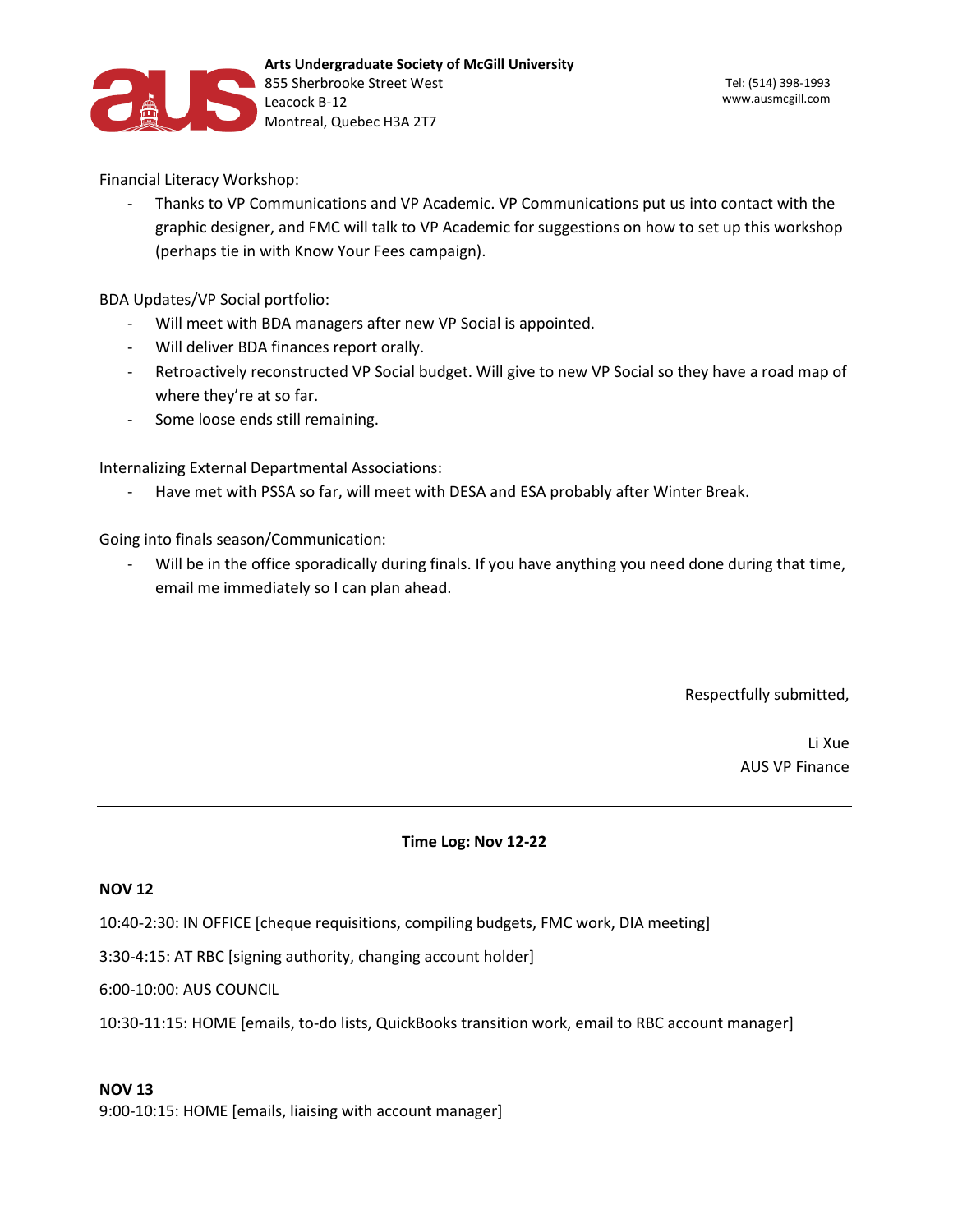Financial Literacy Workshop:

- Thanks to VP Communications and VP Academic. VP Communications put us into contact with the graphic designer, and FMC will talk to VP Academic for suggestions on how to set up this workshop (perhaps tie in with Know Your Fees campaign).

BDA Updates/VP Social portfolio:

- Will meet with BDA managers after new VP Social is appointed.
- Will deliver BDA finances report orally.
- Retroactively reconstructed VP Social budget. Will give to new VP Social so they have a road map of where they're at so far.
- Some loose ends still remaining.

Internalizing External Departmental Associations:

- Have met with PSSA so far, will meet with DESA and ESA probably after Winter Break.

Going into finals season/Communication:

- Will be in the office sporadically during finals. If you have anything you need done during that time, email me immediately so I can plan ahead.

Respectfully submitted,

Li Xue
AUS VP Finance

---

**Time Log: Nov 12-22**

**NOV 12**

10:40-2:30: IN OFFICE [cheque requisitions, compiling budgets, FMC work, DIA meeting]

3:30-4:15: AT RBC [signing authority, changing account holder]

6:00-10:00: AUS COUNCIL

10:30-11:15: HOME [emails, to-do lists, QuickBooks transition work, email to RBC account manager]

**NOV 13**

9:00-10:15: HOME [emails, liaising with account manager]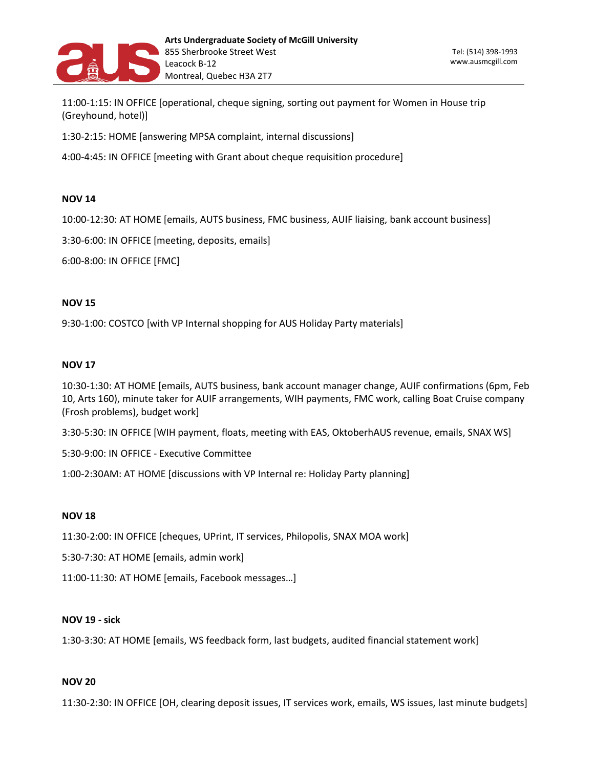11:00-1:15: IN OFFICE [operational, cheque signing, sorting out payment for Women in House trip (Greyhound, hotel)]

1:30-2:15: HOME [answering MPSA complaint, internal discussions]

4:00-4:45: IN OFFICE [meeting with Grant about cheque requisition procedure]

**NOV 14**

10:00-12:30: AT HOME [emails, AUTS business, FMC business, AUIF liaising, bank account business]

3:30-6:00: IN OFFICE [meeting, deposits, emails]

6:00-8:00: IN OFFICE [FMC]

**NOV 15**

9:30-1:00: COSTCO [with VP Internal shopping for AUS Holiday Party materials]

**NOV 17**

10:30-1:30: AT HOME [emails, AUTS business, bank account manager change, AUIF confirmations (6pm, Feb 10, Arts 160), minute taker for AUIF arrangements, WIH payments, FMC work, calling Boat Cruise company (Frosh problems), budget work]

3:30-5:30: IN OFFICE [WIH payment, floats, meeting with EAS, OktoberhAUS revenue, emails, SNAX WS]

5:30-9:00: IN OFFICE - Executive Committee

1:00-2:30AM: AT HOME [discussions with VP Internal re: Holiday Party planning]

**NOV 18**

11:30-2:00: IN OFFICE [cheques, UPrint, IT services, Philopolis, SNAX MOA work]

5:30-7:30: AT HOME [emails, admin work]

11:00-11:30: AT HOME [emails, Facebook messages…]

**NOV 19 - sick**

1:30-3:30: AT HOME [emails, WS feedback form, last budgets, audited financial statement work]

**NOV 20**

11:30-2:30: IN OFFICE [OH, clearing deposit issues, IT services work, emails, WS issues, last minute budgets]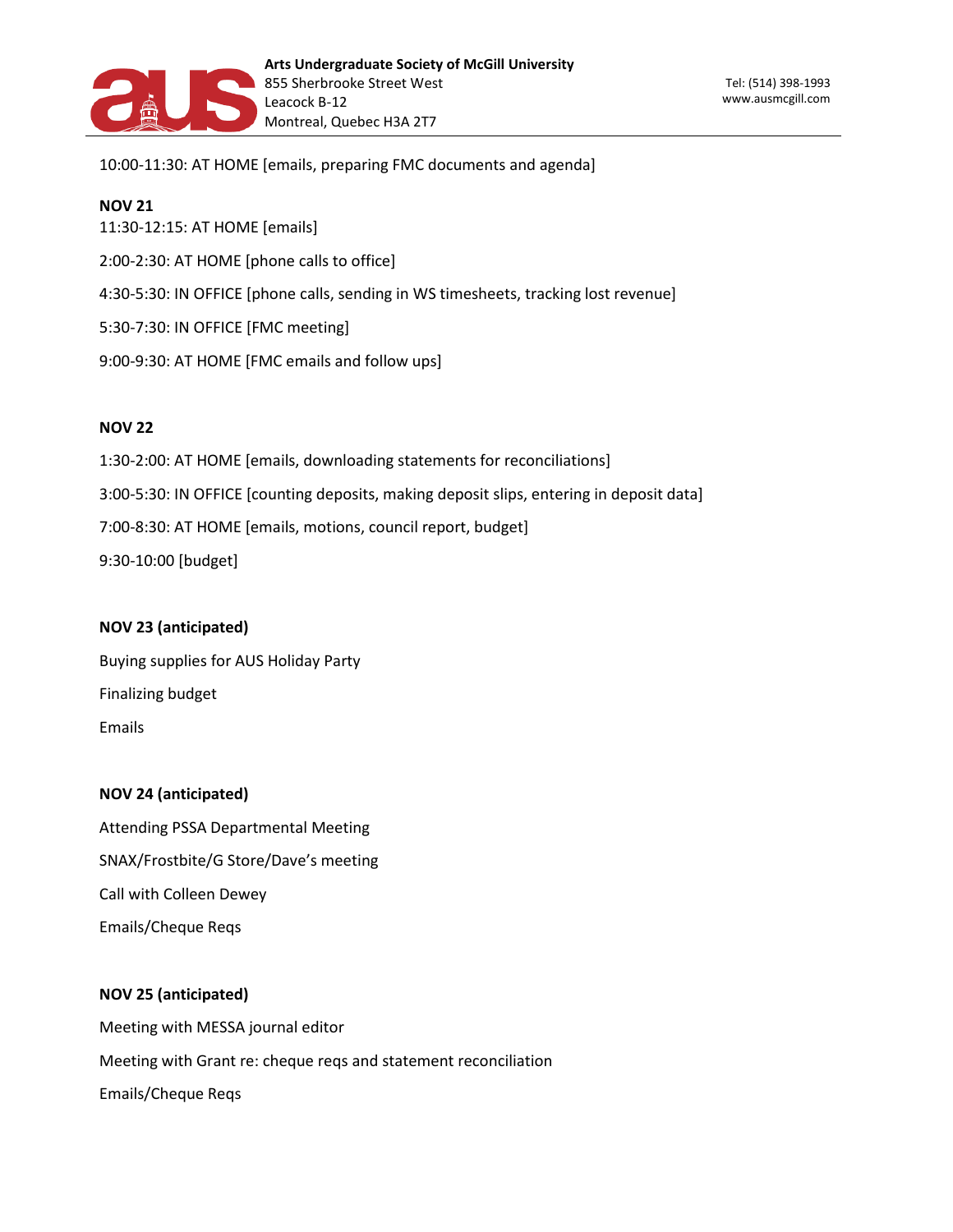10:00-11:30: AT HOME [emails, preparing FMC documents and agenda]

**NOV 21**

11:30-12:15: AT HOME [emails]

2:00-2:30: AT HOME [phone calls to office]

4:30-5:30: IN OFFICE [phone calls, sending in WS timesheets, tracking lost revenue]

5:30-7:30: IN OFFICE [FMC meeting]

9:00-9:30: AT HOME [FMC emails and follow ups]

**NOV 22**

1:30-2:00: AT HOME [emails, downloading statements for reconciliations]

3:00-5:30: IN OFFICE [counting deposits, making deposit slips, entering in deposit data]

7:00-8:30: AT HOME [emails, motions, council report, budget]

9:30-10:00 [budget]

**NOV 23 (anticipated)**

Buying supplies for AUS Holiday Party

Finalizing budget

Emails

**NOV 24 (anticipated)**

Attending PSSA Departmental Meeting

SNAX/Frostbite/G Store/Dave's meeting

Call with Colleen Dewey

Emails/Cheque Reqs

**NOV 25 (anticipated)**

Meeting with MESSA journal editor

Meeting with Grant re: cheque reqs and statement reconciliation

Emails/Cheque Reqs